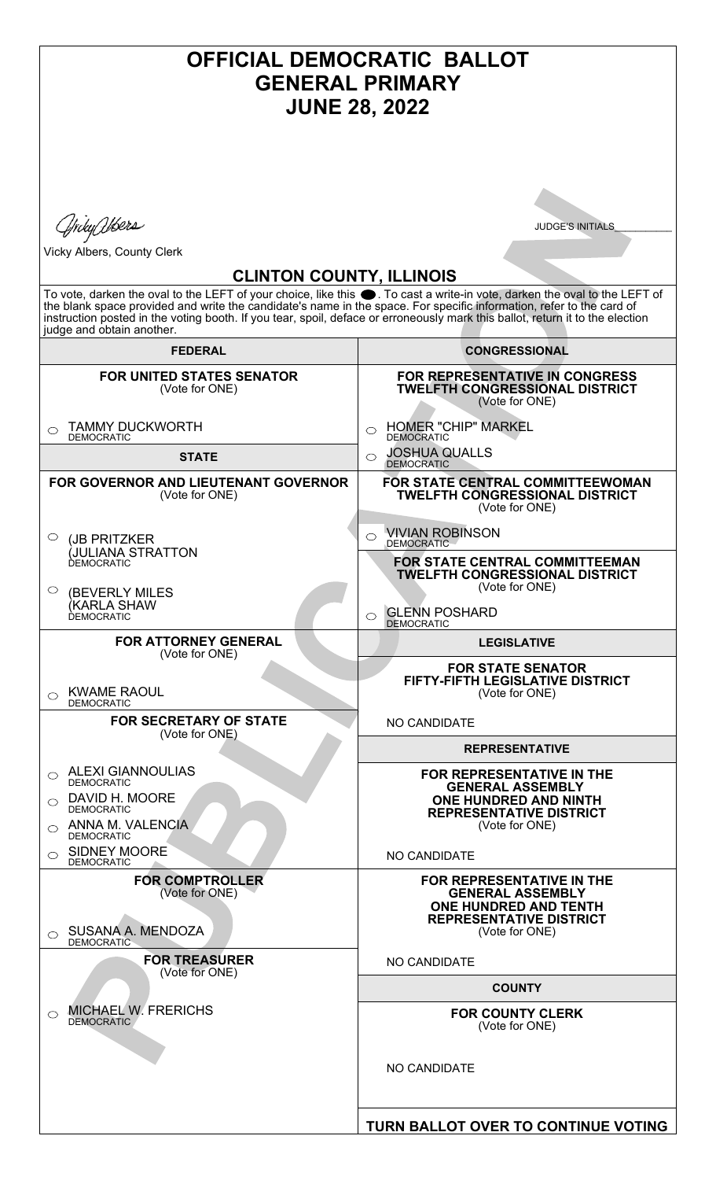# OFFICIAL DEMOCRATIC BALLOT
# GENERAL PRIMARY
# JUNE 28, 2022

Vicky Albers

Vicky Albers, County Clerk

JUDGE'S INITIALS__________

## CLINTON COUNTY, ILLINOIS

To vote, darken the oval to the LEFT of your choice, like this ●. To cast a write-in vote, darken the oval to the LEFT of the blank space provided and write the candidate's name in the space. For specific information, refer to the card of instruction posted in the voting booth. If you tear, spoil, deface or erroneously mark this ballot, return it to the election judge and obtain another.

### FEDERAL

**FOR UNITED STATES SENATOR**
(Vote for ONE)

- ○ TAMMY DUCKWORTH — DEMOCRATIC

### STATE

**FOR GOVERNOR AND LIEUTENANT GOVERNOR**
(Vote for ONE)

- ○ (JB PRITZKER / (JULIANA STRATTON — DEMOCRATIC
- ○ (BEVERLY MILES / (KARLA SHAW — DEMOCRATIC

**FOR ATTORNEY GENERAL**
(Vote for ONE)

- ○ KWAME RAOUL — DEMOCRATIC

**FOR SECRETARY OF STATE**
(Vote for ONE)

- ○ ALEXI GIANNOULIAS — DEMOCRATIC
- ○ DAVID H. MOORE — DEMOCRATIC
- ○ ANNA M. VALENCIA — DEMOCRATIC
- ○ SIDNEY MOORE — DEMOCRATIC

**FOR COMPTROLLER**
(Vote for ONE)

- ○ SUSANA A. MENDOZA — DEMOCRATIC

**FOR TREASURER**
(Vote for ONE)

- ○ MICHAEL W. FRERICHS — DEMOCRATIC

### CONGRESSIONAL

**FOR REPRESENTATIVE IN CONGRESS TWELFTH CONGRESSIONAL DISTRICT**
(Vote for ONE)

- ○ HOMER "CHIP" MARKEL — DEMOCRATIC
- ○ JOSHUA QUALLS — DEMOCRATIC

**FOR STATE CENTRAL COMMITTEEWOMAN TWELFTH CONGRESSIONAL DISTRICT**
(Vote for ONE)

- ○ VIVIAN ROBINSON — DEMOCRATIC

**FOR STATE CENTRAL COMMITTEEMAN TWELFTH CONGRESSIONAL DISTRICT**
(Vote for ONE)

- ○ GLENN POSHARD — DEMOCRATIC

### LEGISLATIVE

**FOR STATE SENATOR FIFTY-FIFTH LEGISLATIVE DISTRICT**
(Vote for ONE)

NO CANDIDATE

### REPRESENTATIVE

**FOR REPRESENTATIVE IN THE GENERAL ASSEMBLY ONE HUNDRED AND NINTH REPRESENTATIVE DISTRICT**
(Vote for ONE)

NO CANDIDATE

**FOR REPRESENTATIVE IN THE GENERAL ASSEMBLY ONE HUNDRED AND TENTH REPRESENTATIVE DISTRICT**
(Vote for ONE)

NO CANDIDATE

### COUNTY

**FOR COUNTY CLERK**
(Vote for ONE)

NO CANDIDATE

**TURN BALLOT OVER TO CONTINUE VOTING**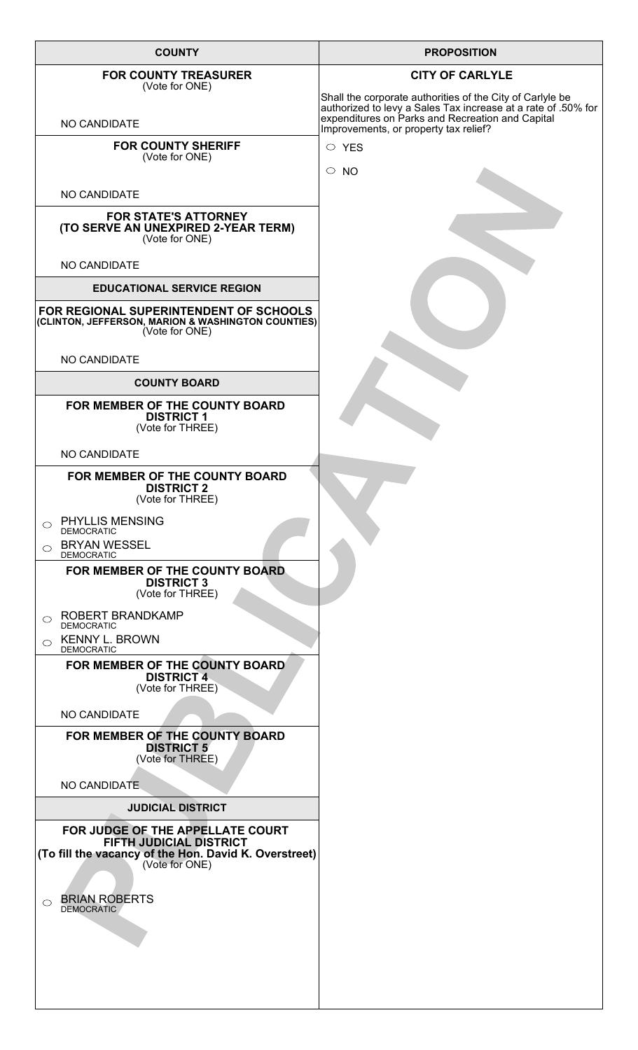## COUNTY

### FOR COUNTY TREASURER
(Vote for ONE)

NO CANDIDATE

### FOR COUNTY SHERIFF
(Vote for ONE)

NO CANDIDATE

### FOR STATE'S ATTORNEY (TO SERVE AN UNEXPIRED 2-YEAR TERM)
(Vote for ONE)

NO CANDIDATE

## EDUCATIONAL SERVICE REGION

### FOR REGIONAL SUPERINTENDENT OF SCHOOLS (CLINTON, JEFFERSON, MARION & WASHINGTON COUNTIES)
(Vote for ONE)

NO CANDIDATE

## COUNTY BOARD

### FOR MEMBER OF THE COUNTY BOARD DISTRICT 1
(Vote for THREE)

NO CANDIDATE

### FOR MEMBER OF THE COUNTY BOARD DISTRICT 2
(Vote for THREE)

- ○ PHYLLIS MENSING — DEMOCRATIC
- ○ BRYAN WESSEL — DEMOCRATIC

### FOR MEMBER OF THE COUNTY BOARD DISTRICT 3
(Vote for THREE)

- ○ ROBERT BRANDKAMP — DEMOCRATIC
- ○ KENNY L. BROWN — DEMOCRATIC

### FOR MEMBER OF THE COUNTY BOARD DISTRICT 4
(Vote for THREE)

NO CANDIDATE

### FOR MEMBER OF THE COUNTY BOARD DISTRICT 5
(Vote for THREE)

NO CANDIDATE

## JUDICIAL DISTRICT

### FOR JUDGE OF THE APPELLATE COURT FIFTH JUDICIAL DISTRICT (To fill the vacancy of the Hon. David K. Overstreet)
(Vote for ONE)

- ○ BRIAN ROBERTS — DEMOCRATIC

## PROPOSITION

### CITY OF CARLYLE

Shall the corporate authorities of the City of Carlyle be authorized to levy a Sales Tax increase at a rate of .50% for expenditures on Parks and Recreation and Capital Improvements, or property tax relief?

- ○ YES
- ○ NO

PUBLICATION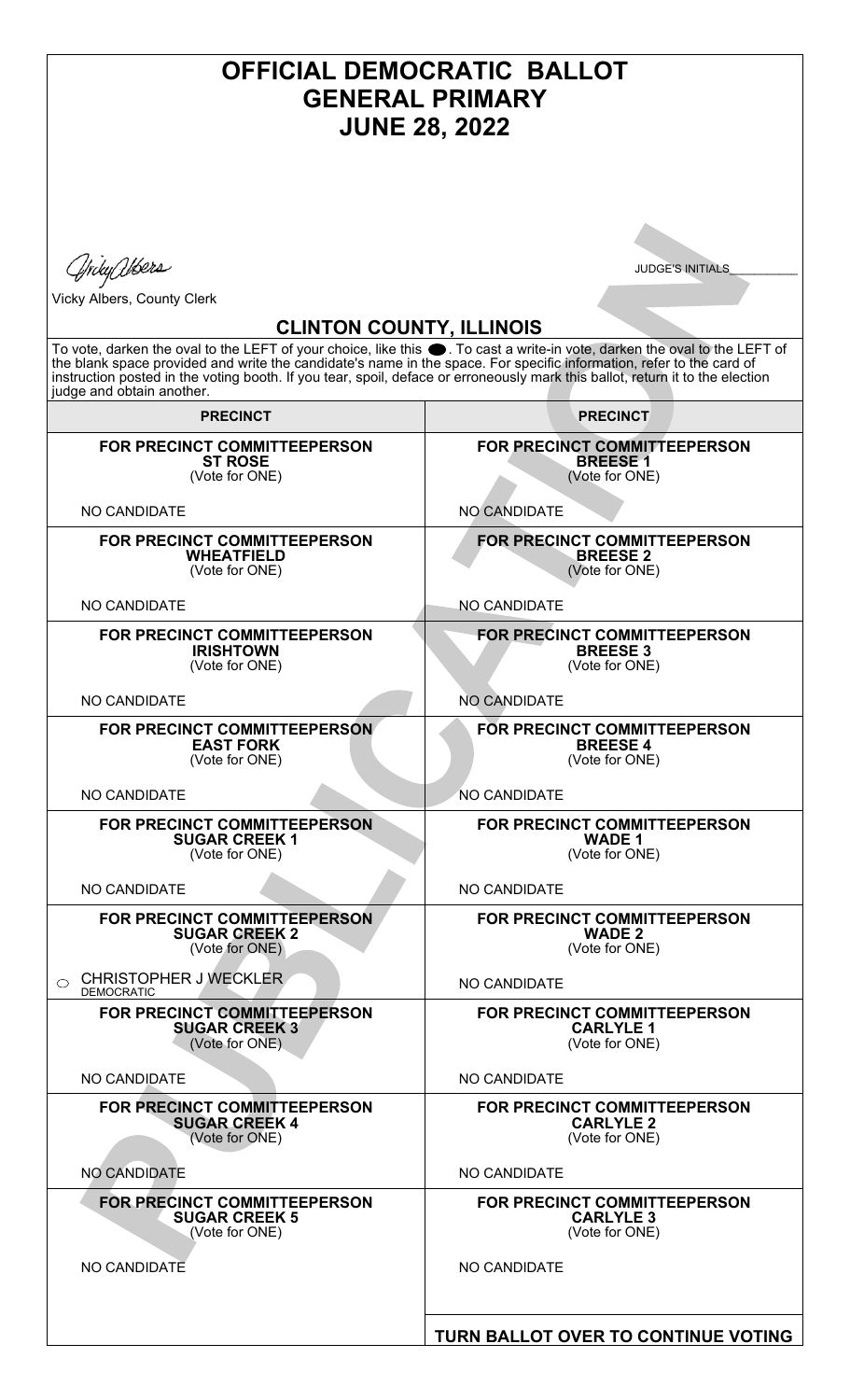# OFFICIAL DEMOCRATIC BALLOT
# GENERAL PRIMARY
# JUNE 28, 2022

Vicky Albers

Vicky Albers, County Clerk

JUDGE'S INITIALS___________

## CLINTON COUNTY, ILLINOIS

To vote, darken the oval to the LEFT of your choice, like this ⬤. To cast a write-in vote, darken the oval to the LEFT of the blank space provided and write the candidate's name in the space. For specific information, refer to the card of instruction posted in the voting booth. If you tear, spoil, deface or erroneously mark this ballot, return it to the election judge and obtain another.

PUBLICATION

### PRECINCT

**FOR PRECINCT COMMITTEEPERSON**
**ST ROSE**
(Vote for ONE)

NO CANDIDATE

**FOR PRECINCT COMMITTEEPERSON**
**WHEATFIELD**
(Vote for ONE)

NO CANDIDATE

**FOR PRECINCT COMMITTEEPERSON**
**IRISHTOWN**
(Vote for ONE)

NO CANDIDATE

**FOR PRECINCT COMMITTEEPERSON**
**EAST FORK**
(Vote for ONE)

NO CANDIDATE

**FOR PRECINCT COMMITTEEPERSON**
**SUGAR CREEK 1**
(Vote for ONE)

NO CANDIDATE

**FOR PRECINCT COMMITTEEPERSON**
**SUGAR CREEK 2**
(Vote for ONE)

○ CHRISTOPHER J WECKLER
DEMOCRATIC

**FOR PRECINCT COMMITTEEPERSON**
**SUGAR CREEK 3**
(Vote for ONE)

NO CANDIDATE

**FOR PRECINCT COMMITTEEPERSON**
**SUGAR CREEK 4**
(Vote for ONE)

NO CANDIDATE

**FOR PRECINCT COMMITTEEPERSON**
**SUGAR CREEK 5**
(Vote for ONE)

NO CANDIDATE

### PRECINCT

**FOR PRECINCT COMMITTEEPERSON**
**BREESE 1**
(Vote for ONE)

NO CANDIDATE

**FOR PRECINCT COMMITTEEPERSON**
**BREESE 2**
(Vote for ONE)

NO CANDIDATE

**FOR PRECINCT COMMITTEEPERSON**
**BREESE 3**
(Vote for ONE)

NO CANDIDATE

**FOR PRECINCT COMMITTEEPERSON**
**BREESE 4**
(Vote for ONE)

NO CANDIDATE

**FOR PRECINCT COMMITTEEPERSON**
**WADE 1**
(Vote for ONE)

NO CANDIDATE

**FOR PRECINCT COMMITTEEPERSON**
**WADE 2**
(Vote for ONE)

NO CANDIDATE

**FOR PRECINCT COMMITTEEPERSON**
**CARLYLE 1**
(Vote for ONE)

NO CANDIDATE

**FOR PRECINCT COMMITTEEPERSON**
**CARLYLE 2**
(Vote for ONE)

NO CANDIDATE

**FOR PRECINCT COMMITTEEPERSON**
**CARLYLE 3**
(Vote for ONE)

NO CANDIDATE

**TURN BALLOT OVER TO CONTINUE VOTING**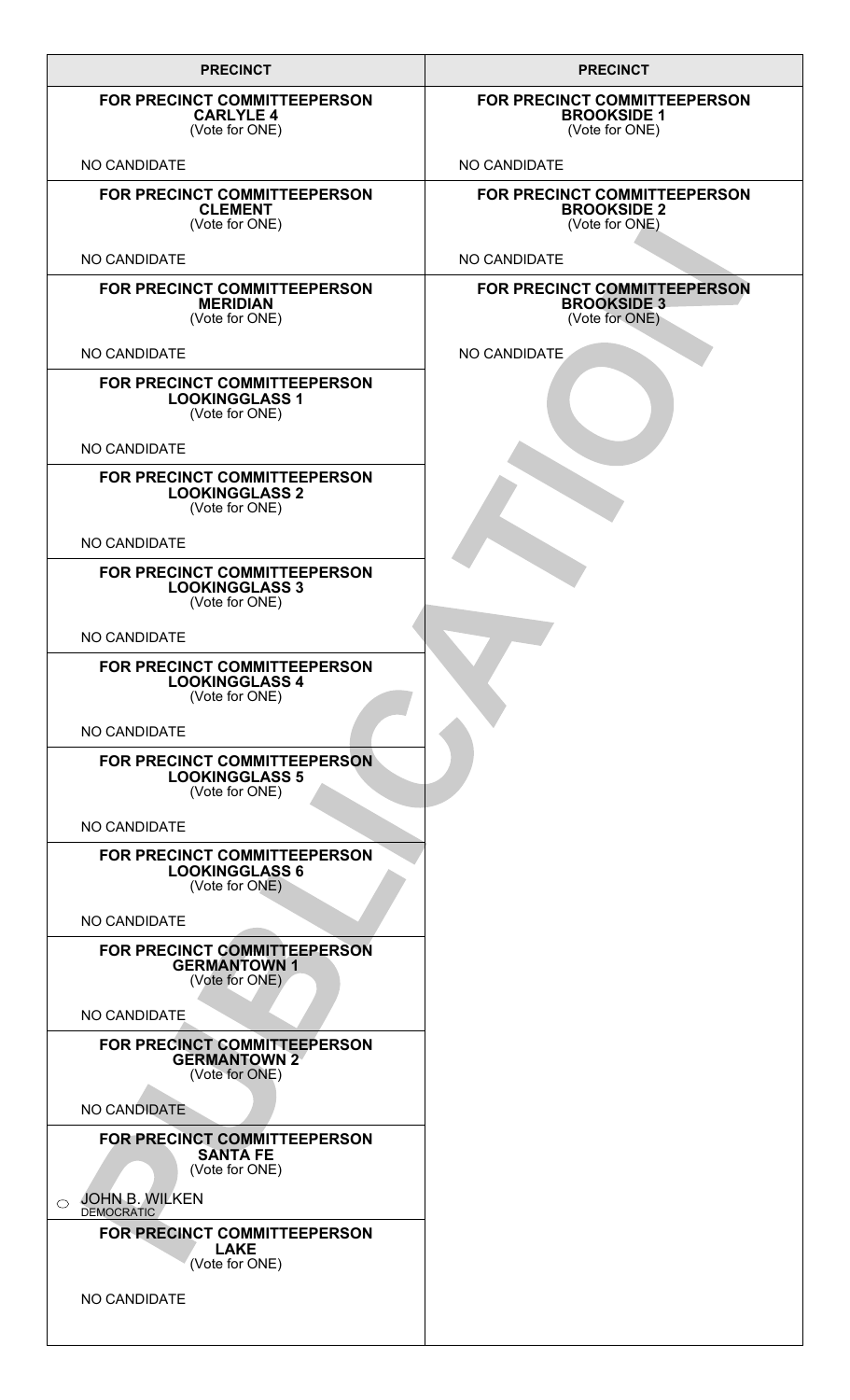**PRECINCT**

**FOR PRECINCT COMMITTEEPERSON**
**CARLYLE 4**
(Vote for ONE)

NO CANDIDATE

**FOR PRECINCT COMMITTEEPERSON**
**CLEMENT**
(Vote for ONE)

NO CANDIDATE

**FOR PRECINCT COMMITTEEPERSON**
**MERIDIAN**
(Vote for ONE)

NO CANDIDATE

**FOR PRECINCT COMMITTEEPERSON**
**LOOKINGGLASS 1**
(Vote for ONE)

NO CANDIDATE

**FOR PRECINCT COMMITTEEPERSON**
**LOOKINGGLASS 2**
(Vote for ONE)

NO CANDIDATE

**FOR PRECINCT COMMITTEEPERSON**
**LOOKINGGLASS 3**
(Vote for ONE)

NO CANDIDATE

**FOR PRECINCT COMMITTEEPERSON**
**LOOKINGGLASS 4**
(Vote for ONE)

NO CANDIDATE

**FOR PRECINCT COMMITTEEPERSON**
**LOOKINGGLASS 5**
(Vote for ONE)

NO CANDIDATE

**FOR PRECINCT COMMITTEEPERSON**
**LOOKINGGLASS 6**
(Vote for ONE)

NO CANDIDATE

**FOR PRECINCT COMMITTEEPERSON**
**GERMANTOWN 1**
(Vote for ONE)

NO CANDIDATE

**FOR PRECINCT COMMITTEEPERSON**
**GERMANTOWN 2**
(Vote for ONE)

NO CANDIDATE

**FOR PRECINCT COMMITTEEPERSON**
**SANTA FE**
(Vote for ONE)

○ JOHN B. WILKEN
DEMOCRATIC

**FOR PRECINCT COMMITTEEPERSON**
**LAKE**
(Vote for ONE)

NO CANDIDATE

**PRECINCT**

**FOR PRECINCT COMMITTEEPERSON**
**BROOKSIDE 1**
(Vote for ONE)

NO CANDIDATE

**FOR PRECINCT COMMITTEEPERSON**
**BROOKSIDE 2**
(Vote for ONE)

NO CANDIDATE

**FOR PRECINCT COMMITTEEPERSON**
**BROOKSIDE 3**
(Vote for ONE)

NO CANDIDATE

PUBLICATION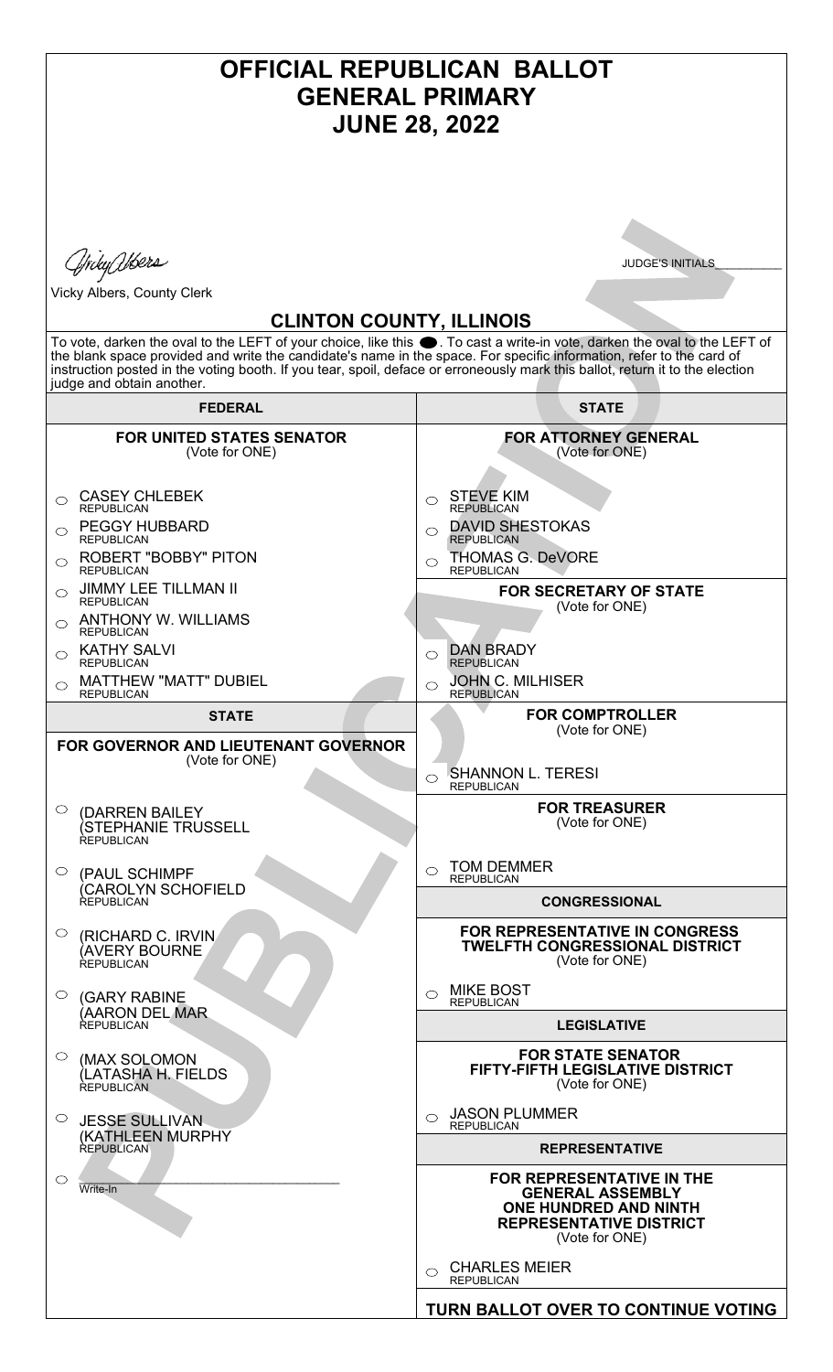# OFFICIAL REPUBLICAN BALLOT
# GENERAL PRIMARY
# JUNE 28, 2022

Vicky Albers

Vicky Albers, County Clerk

JUDGE'S INITIALS__________

## CLINTON COUNTY, ILLINOIS

To vote, darken the oval to the LEFT of your choice, like this ●. To cast a write-in vote, darken the oval to the LEFT of the blank space provided and write the candidate's name in the space. For specific information, refer to the card of instruction posted in the voting booth. If you tear, spoil, deface or erroneously mark this ballot, return it to the election judge and obtain another.

## FEDERAL

### FOR UNITED STATES SENATOR
(Vote for ONE)

- ○ CASEY CHLEBEK — REPUBLICAN
- ○ PEGGY HUBBARD — REPUBLICAN
- ○ ROBERT "BOBBY" PITON — REPUBLICAN
- ○ JIMMY LEE TILLMAN II — REPUBLICAN
- ○ ANTHONY W. WILLIAMS — REPUBLICAN
- ○ KATHY SALVI — REPUBLICAN
- ○ MATTHEW "MATT" DUBIEL — REPUBLICAN

## STATE

### FOR GOVERNOR AND LIEUTENANT GOVERNOR
(Vote for ONE)

- ○ (DARREN BAILEY (STEPHANIE TRUSSELL — REPUBLICAN
- ○ (PAUL SCHIMPF (CAROLYN SCHOFIELD — REPUBLICAN
- ○ (RICHARD C. IRVIN (AVERY BOURNE — REPUBLICAN
- ○ (GARY RABINE (AARON DEL MAR — REPUBLICAN
- ○ (MAX SOLOMON (LATASHA H. FIELDS — REPUBLICAN
- ○ JESSE SULLIVAN (KATHLEEN MURPHY — REPUBLICAN
- ○ ______________________ Write-In

## STATE

### FOR ATTORNEY GENERAL
(Vote for ONE)

- ○ STEVE KIM — REPUBLICAN
- ○ DAVID SHESTOKAS — REPUBLICAN
- ○ THOMAS G. DeVORE — REPUBLICAN

### FOR SECRETARY OF STATE
(Vote for ONE)

- ○ DAN BRADY — REPUBLICAN
- ○ JOHN C. MILHISER — REPUBLICAN

### FOR COMPTROLLER
(Vote for ONE)

- ○ SHANNON L. TERESI — REPUBLICAN

### FOR TREASURER
(Vote for ONE)

- ○ TOM DEMMER — REPUBLICAN

## CONGRESSIONAL

### FOR REPRESENTATIVE IN CONGRESS TWELFTH CONGRESSIONAL DISTRICT
(Vote for ONE)

- ○ MIKE BOST — REPUBLICAN

## LEGISLATIVE

### FOR STATE SENATOR FIFTY-FIFTH LEGISLATIVE DISTRICT
(Vote for ONE)

- ○ JASON PLUMMER — REPUBLICAN

## REPRESENTATIVE

### FOR REPRESENTATIVE IN THE GENERAL ASSEMBLY ONE HUNDRED AND NINTH REPRESENTATIVE DISTRICT
(Vote for ONE)

- ○ CHARLES MEIER — REPUBLICAN

**TURN BALLOT OVER TO CONTINUE VOTING**

PUBLICATION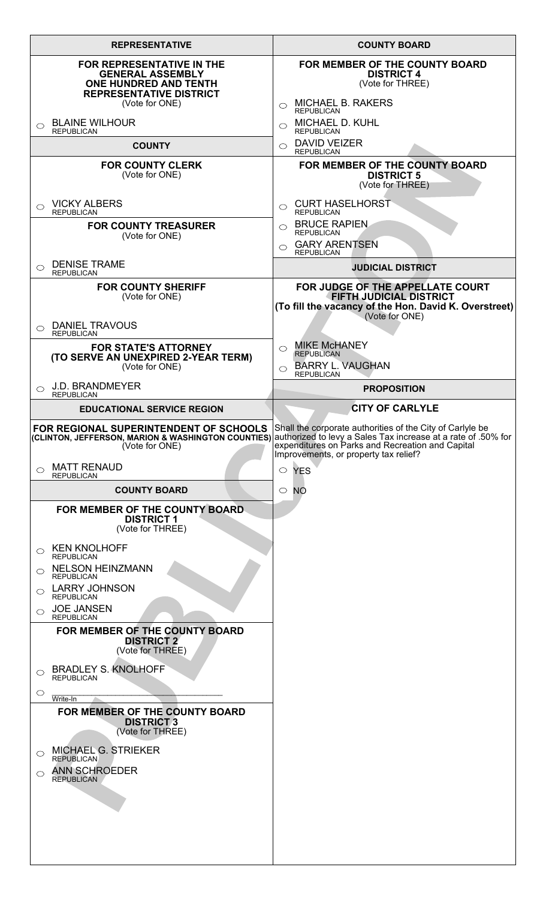## REPRESENTATIVE

### FOR REPRESENTATIVE IN THE GENERAL ASSEMBLY ONE HUNDRED AND TENTH REPRESENTATIVE DISTRICT
(Vote for ONE)

- ○ BLAINE WILHOUR
  REPUBLICAN

## COUNTY

### FOR COUNTY CLERK
(Vote for ONE)

- ○ VICKY ALBERS
  REPUBLICAN

### FOR COUNTY TREASURER
(Vote for ONE)

- ○ DENISE TRAME
  REPUBLICAN

### FOR COUNTY SHERIFF
(Vote for ONE)

- ○ DANIEL TRAVOUS
  REPUBLICAN

### FOR STATE'S ATTORNEY (TO SERVE AN UNEXPIRED 2-YEAR TERM)
(Vote for ONE)

- ○ J.D. BRANDMEYER
  REPUBLICAN

## EDUCATIONAL SERVICE REGION

### FOR REGIONAL SUPERINTENDENT OF SCHOOLS (CLINTON, JEFFERSON, MARION & WASHINGTON COUNTIES)
(Vote for ONE)

- ○ MATT RENAUD
  REPUBLICAN

## COUNTY BOARD

### FOR MEMBER OF THE COUNTY BOARD DISTRICT 1
(Vote for THREE)

- ○ KEN KNOLHOFF
  REPUBLICAN
- ○ NELSON HEINZMANN
  REPUBLICAN
- ○ LARRY JOHNSON
  REPUBLICAN
- ○ JOE JANSEN
  REPUBLICAN

### FOR MEMBER OF THE COUNTY BOARD DISTRICT 2
(Vote for THREE)

- ○ BRADLEY S. KNOLHOFF
  REPUBLICAN
- ○ ______________________
  Write-In

### FOR MEMBER OF THE COUNTY BOARD DISTRICT 3
(Vote for THREE)

- ○ MICHAEL G. STRIEKER
  REPUBLICAN
- ○ ANN SCHROEDER
  REPUBLICAN

## COUNTY BOARD

### FOR MEMBER OF THE COUNTY BOARD DISTRICT 4
(Vote for THREE)

- ○ MICHAEL B. RAKERS
  REPUBLICAN
- ○ MICHAEL D. KUHL
  REPUBLICAN
- ○ DAVID VEIZER
  REPUBLICAN

### FOR MEMBER OF THE COUNTY BOARD DISTRICT 5
(Vote for THREE)

- ○ CURT HASELHORST
  REPUBLICAN
- ○ BRUCE RAPIEN
  REPUBLICAN
- ○ GARY ARENTSEN
  REPUBLICAN

## JUDICIAL DISTRICT

### FOR JUDGE OF THE APPELLATE COURT FIFTH JUDICIAL DISTRICT (To fill the vacancy of the Hon. David K. Overstreet)
(Vote for ONE)

- ○ MIKE McHANEY
  REPUBLICAN
- ○ BARRY L. VAUGHAN
  REPUBLICAN

## PROPOSITION

### CITY OF CARLYLE

Shall the corporate authorities of the City of Carlyle be authorized to levy a Sales Tax increase at a rate of .50% for expenditures on Parks and Recreation and Capital Improvements, or property tax relief?

- ○ YES
- ○ NO

PUBLICATION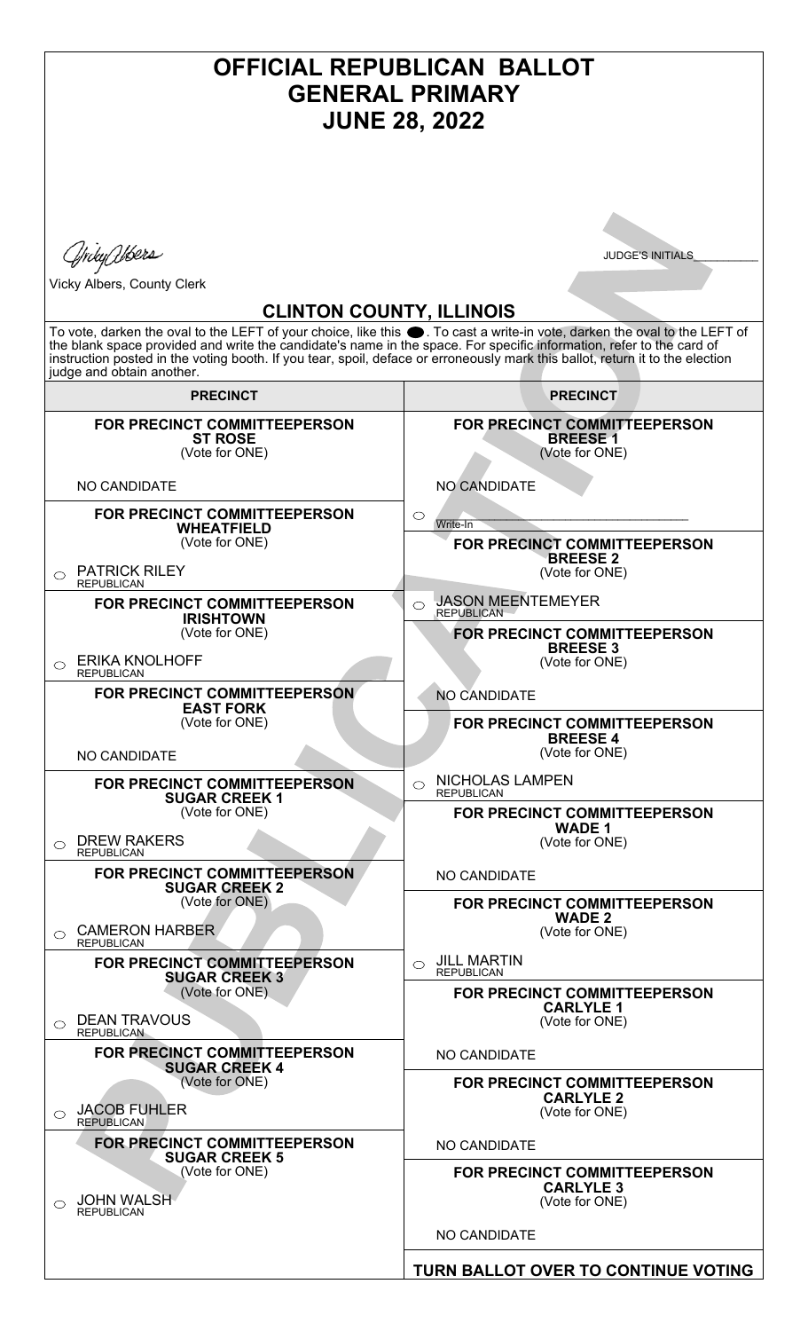# OFFICIAL REPUBLICAN BALLOT
# GENERAL PRIMARY
# JUNE 28, 2022

Vicky Albers

Vicky Albers, County Clerk

JUDGE'S INITIALS___________

## CLINTON COUNTY, ILLINOIS

To vote, darken the oval to the LEFT of your choice, like this ⬤. To cast a write-in vote, darken the oval to the LEFT of the blank space provided and write the candidate's name in the space. For specific information, refer to the card of instruction posted in the voting booth. If you tear, spoil, deface or erroneously mark this ballot, return it to the election judge and obtain another.

### PRECINCT

**FOR PRECINCT COMMITTEEPERSON**
**ST ROSE**
(Vote for ONE)

NO CANDIDATE

**FOR PRECINCT COMMITTEEPERSON**
**WHEATFIELD**
(Vote for ONE)

○ PATRICK RILEY
REPUBLICAN

**FOR PRECINCT COMMITTEEPERSON**
**IRISHTOWN**
(Vote for ONE)

○ ERIKA KNOLHOFF
REPUBLICAN

**FOR PRECINCT COMMITTEEPERSON**
**EAST FORK**
(Vote for ONE)

NO CANDIDATE

**FOR PRECINCT COMMITTEEPERSON**
**SUGAR CREEK 1**
(Vote for ONE)

○ DREW RAKERS
REPUBLICAN

**FOR PRECINCT COMMITTEEPERSON**
**SUGAR CREEK 2**
(Vote for ONE)

○ CAMERON HARBER
REPUBLICAN

**FOR PRECINCT COMMITTEEPERSON**
**SUGAR CREEK 3**
(Vote for ONE)

○ DEAN TRAVOUS
REPUBLICAN

**FOR PRECINCT COMMITTEEPERSON**
**SUGAR CREEK 4**
(Vote for ONE)

○ JACOB FUHLER
REPUBLICAN

**FOR PRECINCT COMMITTEEPERSON**
**SUGAR CREEK 5**
(Vote for ONE)

○ JOHN WALSH
REPUBLICAN

### PRECINCT

**FOR PRECINCT COMMITTEEPERSON**
**BREESE 1**
(Vote for ONE)

NO CANDIDATE

○ ______________________________
Write-In

**FOR PRECINCT COMMITTEEPERSON**
**BREESE 2**
(Vote for ONE)

○ JASON MEENTEMEYER
REPUBLICAN

**FOR PRECINCT COMMITTEEPERSON**
**BREESE 3**
(Vote for ONE)

NO CANDIDATE

**FOR PRECINCT COMMITTEEPERSON**
**BREESE 4**
(Vote for ONE)

○ NICHOLAS LAMPEN
REPUBLICAN

**FOR PRECINCT COMMITTEEPERSON**
**WADE 1**
(Vote for ONE)

NO CANDIDATE

**FOR PRECINCT COMMITTEEPERSON**
**WADE 2**
(Vote for ONE)

○ JILL MARTIN
REPUBLICAN

**FOR PRECINCT COMMITTEEPERSON**
**CARLYLE 1**
(Vote for ONE)

NO CANDIDATE

**FOR PRECINCT COMMITTEEPERSON**
**CARLYLE 2**
(Vote for ONE)

NO CANDIDATE

**FOR PRECINCT COMMITTEEPERSON**
**CARLYLE 3**
(Vote for ONE)

NO CANDIDATE

**TURN BALLOT OVER TO CONTINUE VOTING**

PUBLICATION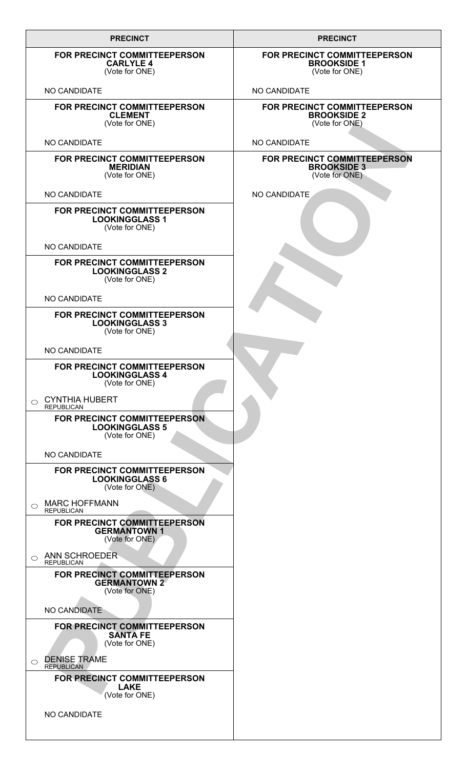## PRECINCT

**FOR PRECINCT COMMITTEEPERSON**
**CARLYLE 4**
(Vote for ONE)

NO CANDIDATE

**FOR PRECINCT COMMITTEEPERSON**
**CLEMENT**
(Vote for ONE)

NO CANDIDATE

**FOR PRECINCT COMMITTEEPERSON**
**MERIDIAN**
(Vote for ONE)

NO CANDIDATE

**FOR PRECINCT COMMITTEEPERSON**
**LOOKINGGLASS 1**
(Vote for ONE)

NO CANDIDATE

**FOR PRECINCT COMMITTEEPERSON**
**LOOKINGGLASS 2**
(Vote for ONE)

NO CANDIDATE

**FOR PRECINCT COMMITTEEPERSON**
**LOOKINGGLASS 3**
(Vote for ONE)

NO CANDIDATE

**FOR PRECINCT COMMITTEEPERSON**
**LOOKINGGLASS 4**
(Vote for ONE)

○ CYNTHIA HUBERT
REPUBLICAN

**FOR PRECINCT COMMITTEEPERSON**
**LOOKINGGLASS 5**
(Vote for ONE)

NO CANDIDATE

**FOR PRECINCT COMMITTEEPERSON**
**LOOKINGGLASS 6**
(Vote for ONE)

○ MARC HOFFMANN
REPUBLICAN

**FOR PRECINCT COMMITTEEPERSON**
**GERMANTOWN 1**
(Vote for ONE)

○ ANN SCHROEDER
REPUBLICAN

**FOR PRECINCT COMMITTEEPERSON**
**GERMANTOWN 2**
(Vote for ONE)

NO CANDIDATE

**FOR PRECINCT COMMITTEEPERSON**
**SANTA FE**
(Vote for ONE)

○ DENISE TRAME
REPUBLICAN

**FOR PRECINCT COMMITTEEPERSON**
**LAKE**
(Vote for ONE)

NO CANDIDATE

## PRECINCT

**FOR PRECINCT COMMITTEEPERSON**
**BROOKSIDE 1**
(Vote for ONE)

NO CANDIDATE

**FOR PRECINCT COMMITTEEPERSON**
**BROOKSIDE 2**
(Vote for ONE)

NO CANDIDATE

**FOR PRECINCT COMMITTEEPERSON**
**BROOKSIDE 3**
(Vote for ONE)

NO CANDIDATE

PUBLICATION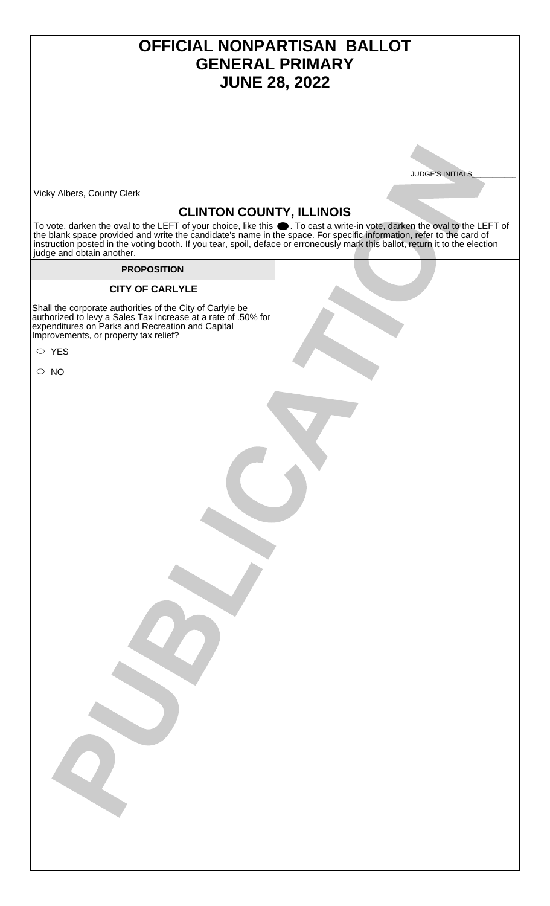# OFFICIAL NONPARTISAN BALLOT
# GENERAL PRIMARY
# JUNE 28, 2022

JUDGE'S INITIALS___________

Vicky Albers, County Clerk

## CLINTON COUNTY, ILLINOIS

To vote, darken the oval to the LEFT of your choice, like this ⬤. To cast a write-in vote, darken the oval to the LEFT of the blank space provided and write the candidate's name in the space. For specific information, refer to the card of instruction posted in the voting booth. If you tear, spoil, deface or erroneously mark this ballot, return it to the election judge and obtain another.

### PROPOSITION

### CITY OF CARLYLE

Shall the corporate authorities of the City of Carlyle be authorized to levy a Sales Tax increase at a rate of .50% for expenditures on Parks and Recreation and Capital Improvements, or property tax relief?

- ○ YES
- ○ NO

PUBLICATION